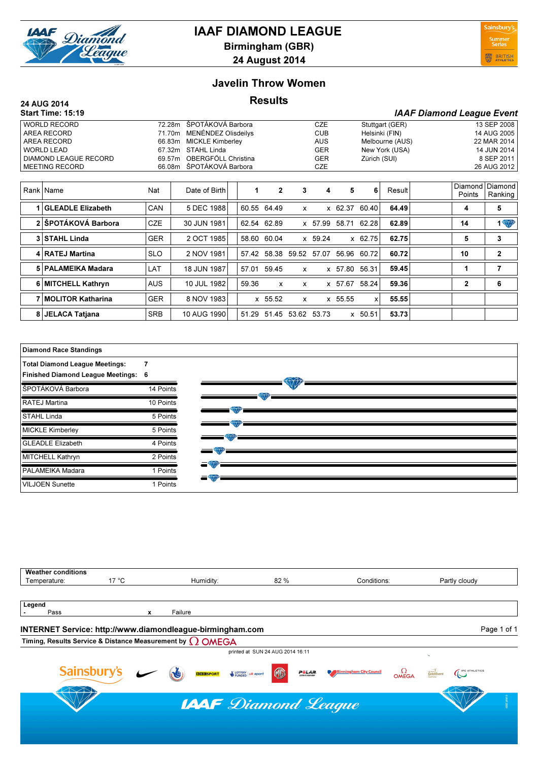# IAAF DIAMOND LEAGUE

**Birmingham (GBR)**

**24 August 2014**

## Javelin Throw Women

## Results

**24 AUG 2014**
**Start Time: 15:19**

***IAAF Diamond League Event***

| | | | | | |
|---|---|---|---|---|---|
| WORLD RECORD | 72.28m | ŠPOTÁKOVÁ Barbora | CZE | Stuttgart (GER) | 13 SEP 2008 |
| AREA RECORD | 71.70m | MENÉNDEZ Olisdeilys | CUB | Helsinki (FIN) | 14 AUG 2005 |
| AREA RECORD | 66.83m | MICKLE Kimberley | AUS | Melbourne (AUS) | 22 MAR 2014 |
| WORLD LEAD | 67.32m | STAHL Linda | GER | New York (USA) | 14 JUN 2014 |
| DIAMOND LEAGUE RECORD | 69.57m | OBERGFÖLL Christina | GER | Zürich (SUI) | 8 SEP 2011 |
| MEETING RECORD | 66.08m | ŠPOTÁKOVÁ Barbora | CZE | | 26 AUG 2012 |

| Rank | Name | Nat | Date of Birth | 1 | 2 | 3 | 4 | 5 | 6 | Result | Diamond Points | Diamond Ranking |
|---|---|---|---|---|---|---|---|---|---|---|---|---|
| 1 | **GLEADLE Elizabeth** | CAN | 5 DEC 1988 | 60.55 | 64.49 | x | x | 62.37 | 60.40 | **64.49** | **4** | **5** |
| 2 | **ŠPOTÁKOVÁ Barbora** | CZE | 30 JUN 1981 | 62.54 | 62.89 | x | 57.99 | 58.71 | 62.28 | **62.89** | **14** | **1** |
| 3 | **STAHL Linda** | GER | 2 OCT 1985 | 58.60 | 60.04 | x | 59.24 | x | 62.75 | **62.75** | **5** | **3** |
| 4 | **RATEJ Martina** | SLO | 2 NOV 1981 | 57.42 | 58.38 | 59.52 | 57.07 | 56.96 | 60.72 | **60.72** | **10** | **2** |
| 5 | **PALAMEIKA Madara** | LAT | 18 JUN 1987 | 57.01 | 59.45 | x | x | 57.80 | 56.31 | **59.45** | **1** | **7** |
| 6 | **MITCHELL Kathryn** | AUS | 10 JUL 1982 | 59.36 | x | x | x | 57.67 | 58.24 | **59.36** | **2** | **6** |
| 7 | **MOLITOR Katharina** | GER | 8 NOV 1983 | x | 55.52 | x | x | 55.55 | x | **55.55** | | |
| 8 | **JELACA Tatjana** | SRB | 10 AUG 1990 | 51.29 | 51.45 | 53.62 | 53.73 | x | 50.51 | **53.73** | | |

**Diamond Race Standings**

**Total Diamond League Meetings:** 7
**Finished Diamond League Meetings:** 6

| Athlete | Points |
|---|---|
| ŠPOTÁKOVÁ Barbora | 14 Points |
| RATEJ Martina | 10 Points |
| STAHL Linda | 5 Points |
| MICKLE Kimberley | 5 Points |
| GLEADLE Elizabeth | 4 Points |
| MITCHELL Kathryn | 2 Points |
| PALAMEIKA Madara | 1 Points |
| VILJOEN Sunette | 1 Points |

**Weather conditions**

| Temperature: | 17 °C | Humidity: | 82 % | Conditions: | Partly cloudy |
|---|---|---|---|---|---|

**Legend**

- Pass   x Failure

**INTERNET Service: http://www.diamondleague-birmingham.com**

**Timing, Results Service & Distance Measurement by OMEGA**

printed at SUN 24 AUG 2014 16:11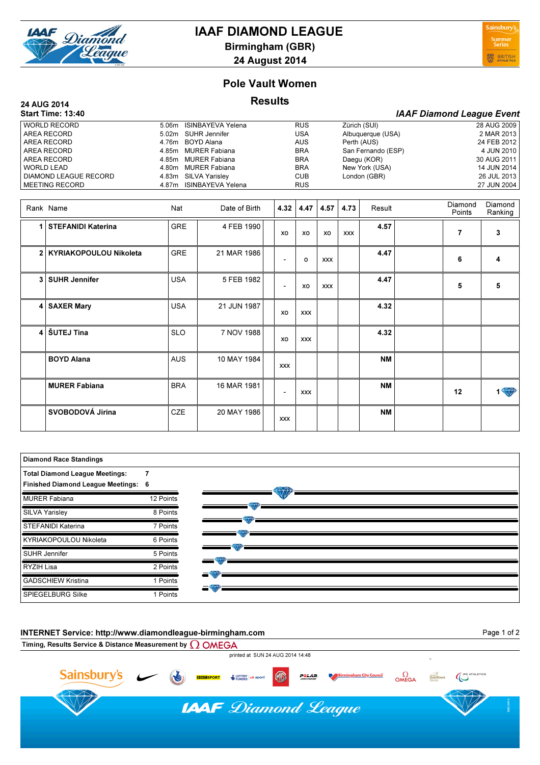# IAAF DIAMOND LEAGUE

**Birmingham (GBR)**

**24 August 2014**

## Pole Vault Women

## Results

**24 AUG 2014**
**Start Time: 13:40**

***IAAF Diamond League Event***

| | | | | | |
|---|---|---|---|---|---|
| WORLD RECORD | 5.06m | ISINBAYEVA Yelena | RUS | Zürich (SUI) | 28 AUG 2009 |
| AREA RECORD | 5.02m | SUHR Jennifer | USA | Albuquerque (USA) | 2 MAR 2013 |
| AREA RECORD | 4.76m | BOYD Alana | AUS | Perth (AUS) | 24 FEB 2012 |
| AREA RECORD | 4.85m | MURER Fabiana | BRA | San Fernando (ESP) | 4 JUN 2010 |
| AREA RECORD | 4.85m | MURER Fabiana | BRA | Daegu (KOR) | 30 AUG 2011 |
| WORLD LEAD | 4.80m | MURER Fabiana | BRA | New York (USA) | 14 JUN 2014 |
| DIAMOND LEAGUE RECORD | 4.83m | SILVA Yarisley | CUB | London (GBR) | 26 JUL 2013 |
| MEETING RECORD | 4.87m | ISINBAYEVA Yelena | RUS | | 27 JUN 2004 |

| Rank | Name | Nat | Date of Birth | 4.32 | 4.47 | 4.57 | 4.73 | Result | Diamond Points | Diamond Ranking |
|---|---|---|---|---|---|---|---|---|---|---|
| 1 | **STEFANIDI Katerina** | GRE | 4 FEB 1990 | xo | xo | xo | xxx | **4.57** | **7** | **3** |
| 2 | **KYRIAKOPOULOU Nikoleta** | GRE | 21 MAR 1986 | - | o | xxx | | **4.47** | **6** | **4** |
| 3 | **SUHR Jennifer** | USA | 5 FEB 1982 | - | xo | xxx | | **4.47** | **5** | **5** |
| 4 | **SAXER Mary** | USA | 21 JUN 1987 | xo | xxx | | | **4.32** | | |
| 4 | **ŠUTEJ Tina** | SLO | 7 NOV 1988 | xo | xxx | | | **4.32** | | |
| | **BOYD Alana** | AUS | 10 MAY 1984 | xxx | | | | **NM** | | |
| | **MURER Fabiana** | BRA | 16 MAR 1981 | - | xxx | | | **NM** | **12** | **1** |
| | **SVOBODOVÁ Jirina** | CZE | 20 MAY 1986 | xxx | | | | **NM** | | |

**Diamond Race Standings**

**Total Diamond League Meetings: 7**
**Finished Diamond League Meetings: 6**

| | |
|---|---|
| MURER Fabiana | 12 Points |
| SILVA Yarisley | 8 Points |
| STEFANIDI Katerina | 7 Points |
| KYRIAKOPOULOU Nikoleta | 6 Points |
| SUHR Jennifer | 5 Points |
| RYZIH Lisa | 2 Points |
| GADSCHIEW Kristina | 1 Points |
| SPIEGELBURG Silke | 1 Points |

**INTERNET Service: http://www.diamondleague-birmingham.com**

**Timing, Results Service & Distance Measurement by OMEGA**

printed at SUN 24 AUG 2014 14:48